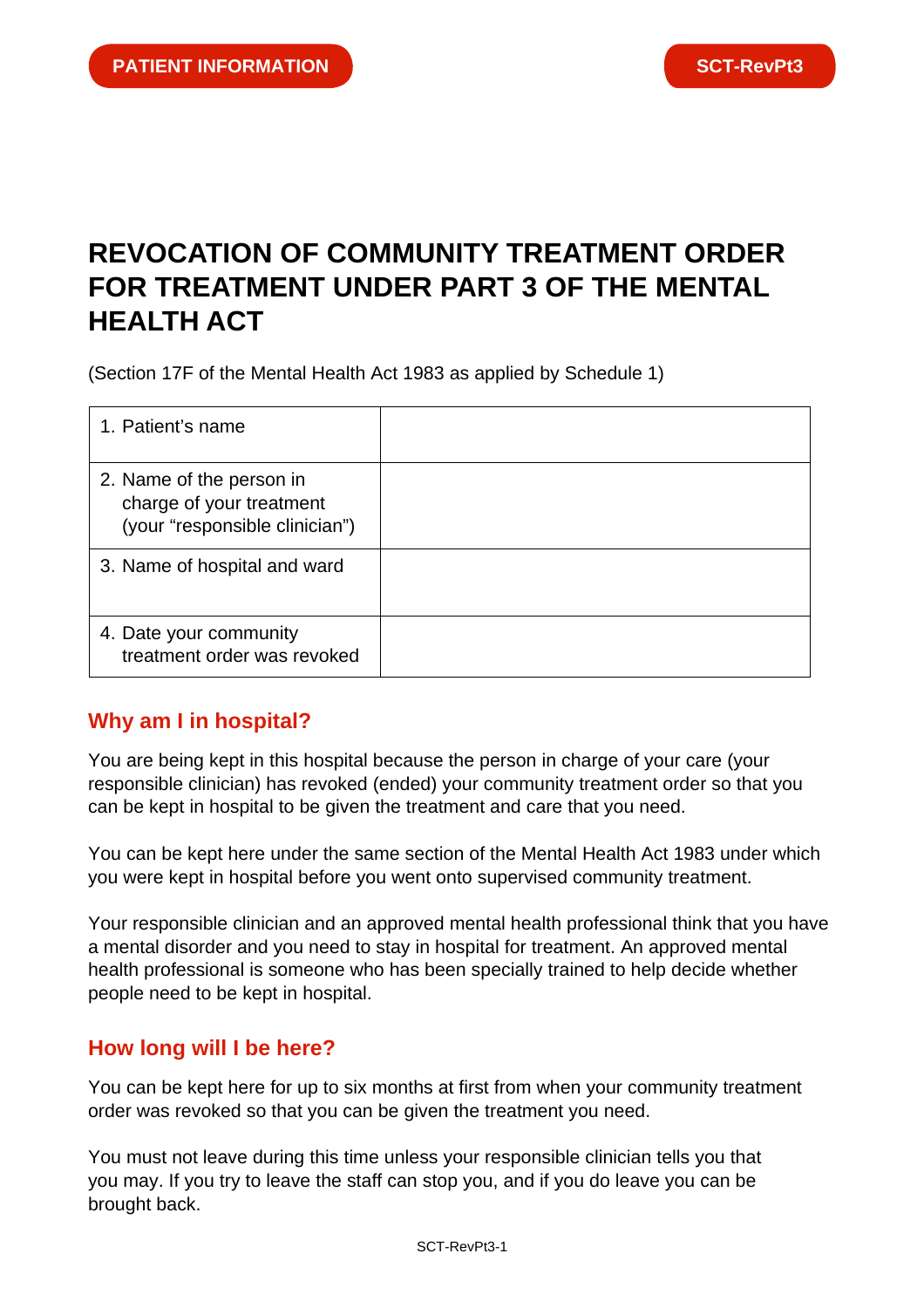PATIENT INFORMATION

SCT-RevPt3

# REVOCATION OF COMMUNITY TREATMENT ORDER FOR TREATMENT UNDER PART 3 OF THE MENTAL HEALTH ACT

(Section 17F of the Mental Health Act 1983 as applied by Schedule 1)

| | |
|---|---|
| 1. Patient's name | |
| 2. Name of the person in charge of your treatment (your "responsible clinician") | |
| 3. Name of hospital and ward | |
| 4. Date your community treatment order was revoked | |

## Why am I in hospital?

You are being kept in this hospital because the person in charge of your care (your responsible clinician) has revoked (ended) your community treatment order so that you can be kept in hospital to be given the treatment and care that you need.

You can be kept here under the same section of the Mental Health Act 1983 under which you were kept in hospital before you went onto supervised community treatment.

Your responsible clinician and an approved mental health professional think that you have a mental disorder and you need to stay in hospital for treatment. An approved mental health professional is someone who has been specially trained to help decide whether people need to be kept in hospital.

## How long will I be here?

You can be kept here for up to six months at first from when your community treatment order was revoked so that you can be given the treatment you need.

You must not leave during this time unless your responsible clinician tells you that you may. If you try to leave the staff can stop you, and if you do leave you can be brought back.

SCT-RevPt3-1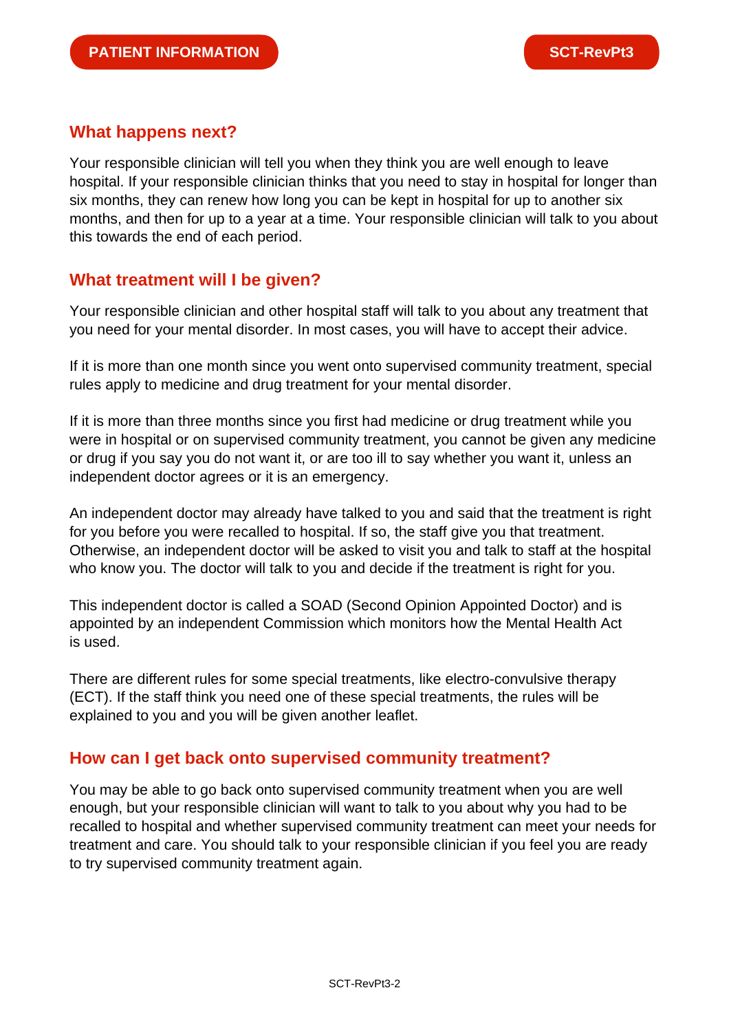## What happens next?

Your responsible clinician will tell you when they think you are well enough to leave hospital. If your responsible clinician thinks that you need to stay in hospital for longer than six months, they can renew how long you can be kept in hospital for up to another six months, and then for up to a year at a time. Your responsible clinician will talk to you about this towards the end of each period.

## What treatment will I be given?

Your responsible clinician and other hospital staff will talk to you about any treatment that you need for your mental disorder. In most cases, you will have to accept their advice.

If it is more than one month since you went onto supervised community treatment, special rules apply to medicine and drug treatment for your mental disorder.

If it is more than three months since you first had medicine or drug treatment while you were in hospital or on supervised community treatment, you cannot be given any medicine or drug if you say you do not want it, or are too ill to say whether you want it, unless an independent doctor agrees or it is an emergency.

An independent doctor may already have talked to you and said that the treatment is right for you before you were recalled to hospital. If so, the staff give you that treatment. Otherwise, an independent doctor will be asked to visit you and talk to staff at the hospital who know you. The doctor will talk to you and decide if the treatment is right for you.

This independent doctor is called a SOAD (Second Opinion Appointed Doctor) and is appointed by an independent Commission which monitors how the Mental Health Act is used.

There are different rules for some special treatments, like electro-convulsive therapy (ECT). If the staff think you need one of these special treatments, the rules will be explained to you and you will be given another leaflet.

## How can I get back onto supervised community treatment?

You may be able to go back onto supervised community treatment when you are well enough, but your responsible clinician will want to talk to you about why you had to be recalled to hospital and whether supervised community treatment can meet your needs for treatment and care. You should talk to your responsible clinician if you feel you are ready to try supervised community treatment again.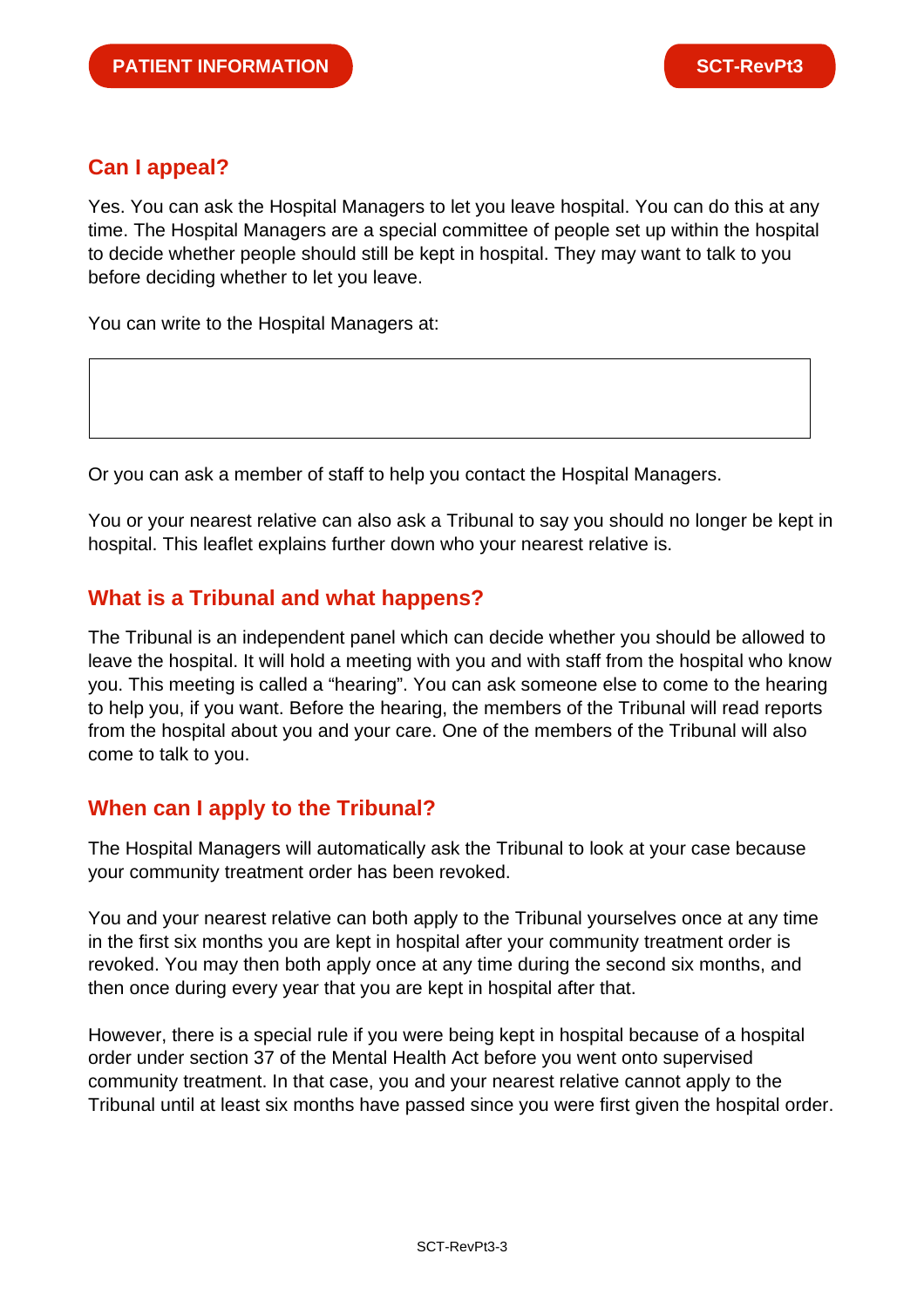## Can I appeal?

Yes. You can ask the Hospital Managers to let you leave hospital. You can do this at any time. The Hospital Managers are a special committee of people set up within the hospital to decide whether people should still be kept in hospital. They may want to talk to you before deciding whether to let you leave.

You can write to the Hospital Managers at:

| |
|---|
| |

Or you can ask a member of staff to help you contact the Hospital Managers.

You or your nearest relative can also ask a Tribunal to say you should no longer be kept in hospital. This leaflet explains further down who your nearest relative is.

## What is a Tribunal and what happens?

The Tribunal is an independent panel which can decide whether you should be allowed to leave the hospital. It will hold a meeting with you and with staff from the hospital who know you. This meeting is called a "hearing". You can ask someone else to come to the hearing to help you, if you want. Before the hearing, the members of the Tribunal will read reports from the hospital about you and your care. One of the members of the Tribunal will also come to talk to you.

## When can I apply to the Tribunal?

The Hospital Managers will automatically ask the Tribunal to look at your case because your community treatment order has been revoked.

You and your nearest relative can both apply to the Tribunal yourselves once at any time in the first six months you are kept in hospital after your community treatment order is revoked. You may then both apply once at any time during the second six months, and then once during every year that you are kept in hospital after that.

However, there is a special rule if you were being kept in hospital because of a hospital order under section 37 of the Mental Health Act before you went onto supervised community treatment. In that case, you and your nearest relative cannot apply to the Tribunal until at least six months have passed since you were first given the hospital order.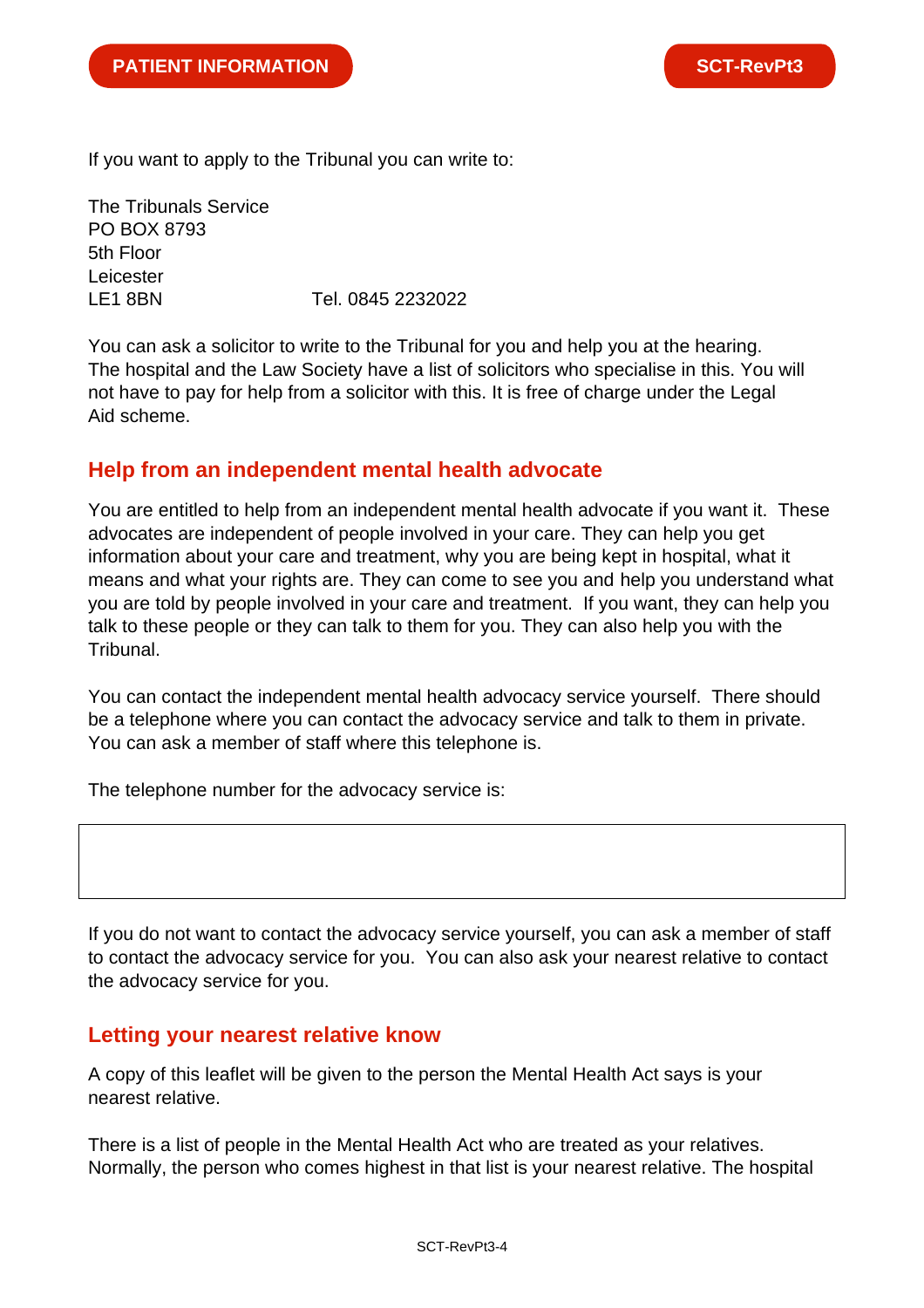If you want to apply to the Tribunal you can write to:

The Tribunals Service
PO BOX 8793
5th Floor
Leicester
LE1 8BN                    Tel. 0845 2232022

You can ask a solicitor to write to the Tribunal for you and help you at the hearing. The hospital and the Law Society have a list of solicitors who specialise in this. You will not have to pay for help from a solicitor with this. It is free of charge under the Legal Aid scheme.

## Help from an independent mental health advocate

You are entitled to help from an independent mental health advocate if you want it. These advocates are independent of people involved in your care. They can help you get information about your care and treatment, why you are being kept in hospital, what it means and what your rights are. They can come to see you and help you understand what you are told by people involved in your care and treatment. If you want, they can help you talk to these people or they can talk to them for you. They can also help you with the Tribunal.

You can contact the independent mental health advocacy service yourself. There should be a telephone where you can contact the advocacy service and talk to them in private. You can ask a member of staff where this telephone is.

The telephone number for the advocacy service is:

|  |
|---|
|  |

If you do not want to contact the advocacy service yourself, you can ask a member of staff to contact the advocacy service for you. You can also ask your nearest relative to contact the advocacy service for you.

## Letting your nearest relative know

A copy of this leaflet will be given to the person the Mental Health Act says is your nearest relative.

There is a list of people in the Mental Health Act who are treated as your relatives. Normally, the person who comes highest in that list is your nearest relative. The hospital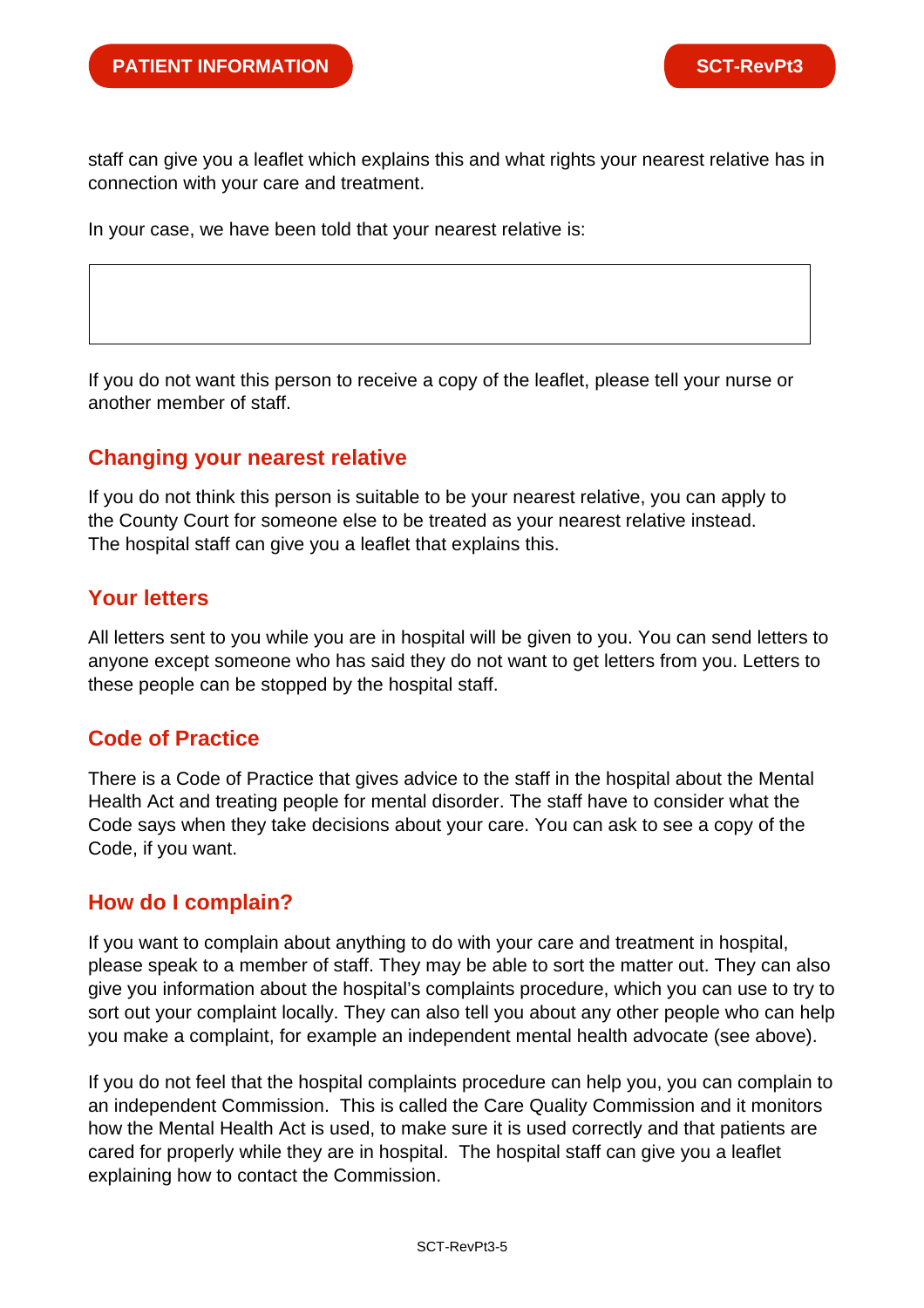staff can give you a leaflet which explains this and what rights your nearest relative has in connection with your care and treatment.

In your case, we have been told that your nearest relative is:

| |
|---|
| |

If you do not want this person to receive a copy of the leaflet, please tell your nurse or another member of staff.

## Changing your nearest relative

If you do not think this person is suitable to be your nearest relative, you can apply to the County Court for someone else to be treated as your nearest relative instead. The hospital staff can give you a leaflet that explains this.

## Your letters

All letters sent to you while you are in hospital will be given to you. You can send letters to anyone except someone who has said they do not want to get letters from you. Letters to these people can be stopped by the hospital staff.

## Code of Practice

There is a Code of Practice that gives advice to the staff in the hospital about the Mental Health Act and treating people for mental disorder. The staff have to consider what the Code says when they take decisions about your care. You can ask to see a copy of the Code, if you want.

## How do I complain?

If you want to complain about anything to do with your care and treatment in hospital, please speak to a member of staff. They may be able to sort the matter out. They can also give you information about the hospital's complaints procedure, which you can use to try to sort out your complaint locally. They can also tell you about any other people who can help you make a complaint, for example an independent mental health advocate (see above).

If you do not feel that the hospital complaints procedure can help you, you can complain to an independent Commission. This is called the Care Quality Commission and it monitors how the Mental Health Act is used, to make sure it is used correctly and that patients are cared for properly while they are in hospital. The hospital staff can give you a leaflet explaining how to contact the Commission.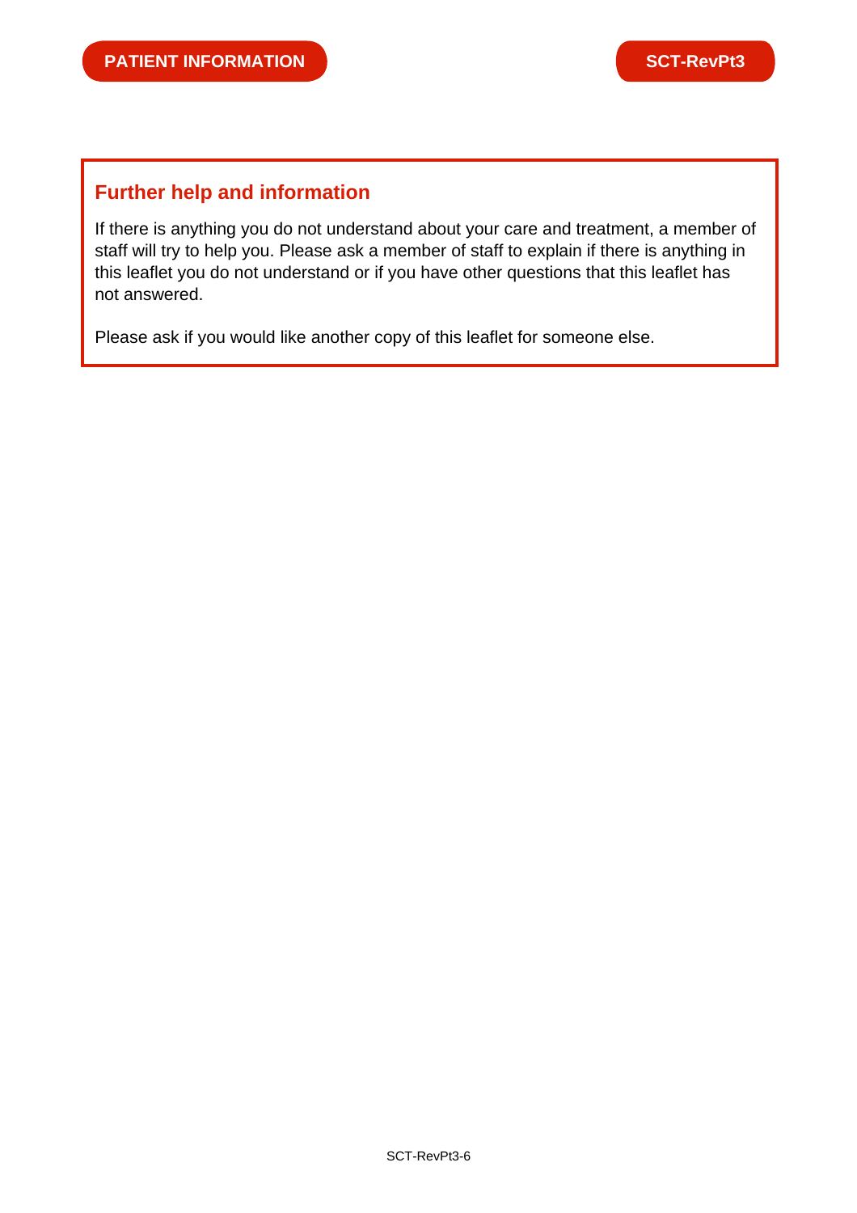## Further help and information

If there is anything you do not understand about your care and treatment, a member of staff will try to help you. Please ask a member of staff to explain if there is anything in this leaflet you do not understand or if you have other questions that this leaflet has not answered.

Please ask if you would like another copy of this leaflet for someone else.